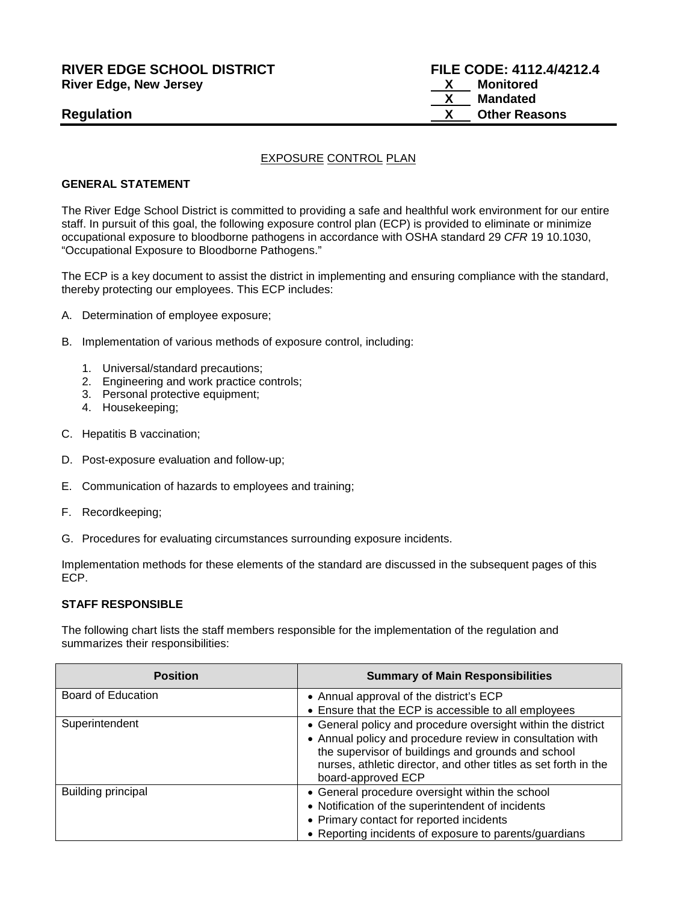**RIVER EDGE SCHOOL DISTRICT**
**River Edge, New Jersey**

**FILE CODE: 4112.4/4212.4**
X Monitored
X Mandated
X Other Reasons

## Regulation

EXPOSURE CONTROL PLAN

### GENERAL STATEMENT

The River Edge School District is committed to providing a safe and healthful work environment for our entire staff. In pursuit of this goal, the following exposure control plan (ECP) is provided to eliminate or minimize occupational exposure to bloodborne pathogens in accordance with OSHA standard 29 *CFR* 19 10.1030, "Occupational Exposure to Bloodborne Pathogens."

The ECP is a key document to assist the district in implementing and ensuring compliance with the standard, thereby protecting our employees. This ECP includes:

A. Determination of employee exposure;

B. Implementation of various methods of exposure control, including:

1. Universal/standard precautions;
2. Engineering and work practice controls;
3. Personal protective equipment;
4. Housekeeping;

C. Hepatitis B vaccination;

D. Post-exposure evaluation and follow-up;

E. Communication of hazards to employees and training;

F. Recordkeeping;

G. Procedures for evaluating circumstances surrounding exposure incidents.

Implementation methods for these elements of the standard are discussed in the subsequent pages of this ECP.

### STAFF RESPONSIBLE

The following chart lists the staff members responsible for the implementation of the regulation and summarizes their responsibilities:

| Position | Summary of Main Responsibilities |
|---|---|
| Board of Education | • Annual approval of the district's ECP<br>• Ensure that the ECP is accessible to all employees |
| Superintendent | • General policy and procedure oversight within the district<br>• Annual policy and procedure review in consultation with the supervisor of buildings and grounds and school nurses, athletic director, and other titles as set forth in the board-approved ECP |
| Building principal | • General procedure oversight within the school<br>• Notification of the superintendent of incidents<br>• Primary contact for reported incidents<br>• Reporting incidents of exposure to parents/guardians |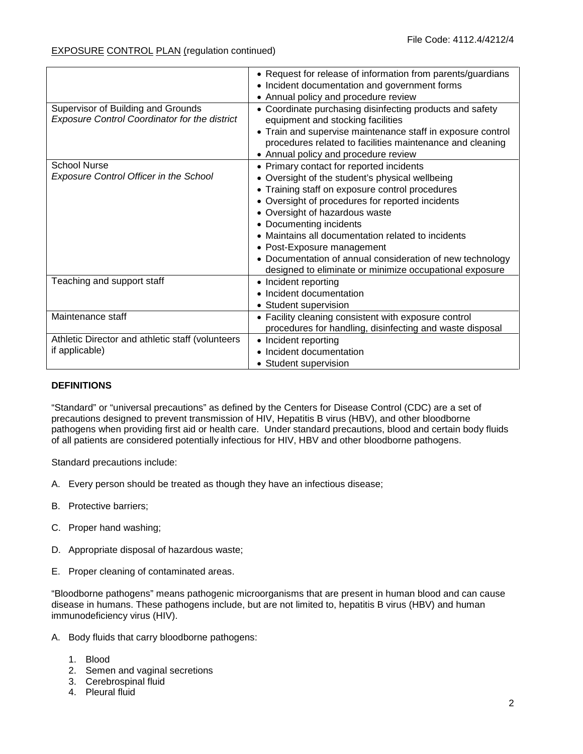EXPOSURE CONTROL PLAN (regulation continued)

| | |
|---|---|
| | • Request for release of information from parents/guardians<br>• Incident documentation and government forms<br>• Annual policy and procedure review |
| Supervisor of Building and Grounds<br>*Exposure Control Coordinator for the district* | • Coordinate purchasing disinfecting products and safety equipment and stocking facilities<br>• Train and supervise maintenance staff in exposure control procedures related to facilities maintenance and cleaning<br>• Annual policy and procedure review |
| School Nurse<br>*Exposure Control Officer in the School* | • Primary contact for reported incidents<br>• Oversight of the student's physical wellbeing<br>• Training staff on exposure control procedures<br>• Oversight of procedures for reported incidents<br>• Oversight of hazardous waste<br>• Documenting incidents<br>• Maintains all documentation related to incidents<br>• Post-Exposure management<br>• Documentation of annual consideration of new technology designed to eliminate or minimize occupational exposure |
| Teaching and support staff | • Incident reporting<br>• Incident documentation<br>• Student supervision |
| Maintenance staff | • Facility cleaning consistent with exposure control procedures for handling, disinfecting and waste disposal |
| Athletic Director and athletic staff (volunteers if applicable) | • Incident reporting<br>• Incident documentation<br>• Student supervision |

**DEFINITIONS**

"Standard" or "universal precautions" as defined by the Centers for Disease Control (CDC) are a set of precautions designed to prevent transmission of HIV, Hepatitis B virus (HBV), and other bloodborne pathogens when providing first aid or health care. Under standard precautions, blood and certain body fluids of all patients are considered potentially infectious for HIV, HBV and other bloodborne pathogens.

Standard precautions include:

A. Every person should be treated as though they have an infectious disease;

B. Protective barriers;

C. Proper hand washing;

D. Appropriate disposal of hazardous waste;

E. Proper cleaning of contaminated areas.

"Bloodborne pathogens" means pathogenic microorganisms that are present in human blood and can cause disease in humans. These pathogens include, but are not limited to, hepatitis B virus (HBV) and human immunodeficiency virus (HIV).

A. Body fluids that carry bloodborne pathogens:

1. Blood
2. Semen and vaginal secretions
3. Cerebrospinal fluid
4. Pleural fluid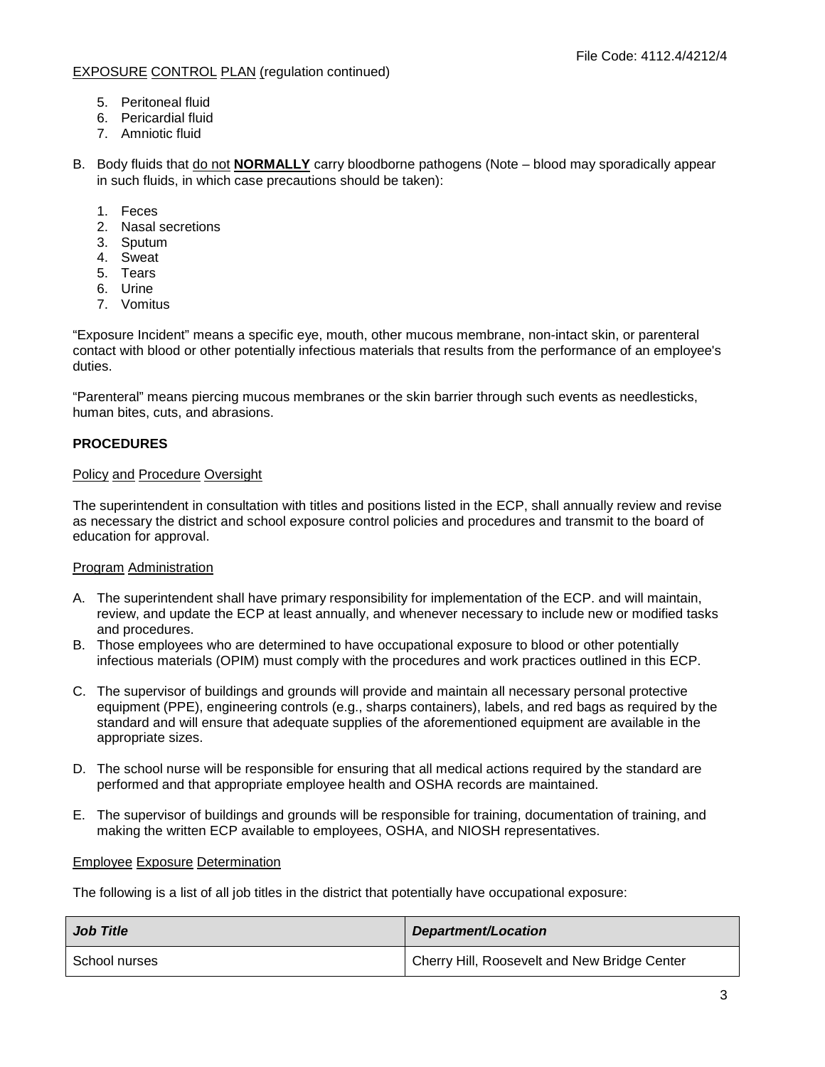5. Peritoneal fluid
6. Pericardial fluid
7. Amniotic fluid

B. Body fluids that do not **NORMALLY** carry bloodborne pathogens (Note – blood may sporadically appear in such fluids, in which case precautions should be taken):

1. Feces
2. Nasal secretions
3. Sputum
4. Sweat
5. Tears
6. Urine
7. Vomitus

"Exposure Incident" means a specific eye, mouth, other mucous membrane, non-intact skin, or parenteral contact with blood or other potentially infectious materials that results from the performance of an employee's duties.

"Parenteral" means piercing mucous membranes or the skin barrier through such events as needlesticks, human bites, cuts, and abrasions.

## PROCEDURES

### Policy and Procedure Oversight

The superintendent in consultation with titles and positions listed in the ECP, shall annually review and revise as necessary the district and school exposure control policies and procedures and transmit to the board of education for approval.

### Program Administration

A. The superintendent shall have primary responsibility for implementation of the ECP. and will maintain, review, and update the ECP at least annually, and whenever necessary to include new or modified tasks and procedures.

B. Those employees who are determined to have occupational exposure to blood or other potentially infectious materials (OPIM) must comply with the procedures and work practices outlined in this ECP.

C. The supervisor of buildings and grounds will provide and maintain all necessary personal protective equipment (PPE), engineering controls (e.g., sharps containers), labels, and red bags as required by the standard and will ensure that adequate supplies of the aforementioned equipment are available in the appropriate sizes.

D. The school nurse will be responsible for ensuring that all medical actions required by the standard are performed and that appropriate employee health and OSHA records are maintained.

E. The supervisor of buildings and grounds will be responsible for training, documentation of training, and making the written ECP available to employees, OSHA, and NIOSH representatives.

### Employee Exposure Determination

The following is a list of all job titles in the district that potentially have occupational exposure:

| *Job Title* | *Department/Location* |
|---|---|
| School nurses | Cherry Hill, Roosevelt and New Bridge Center |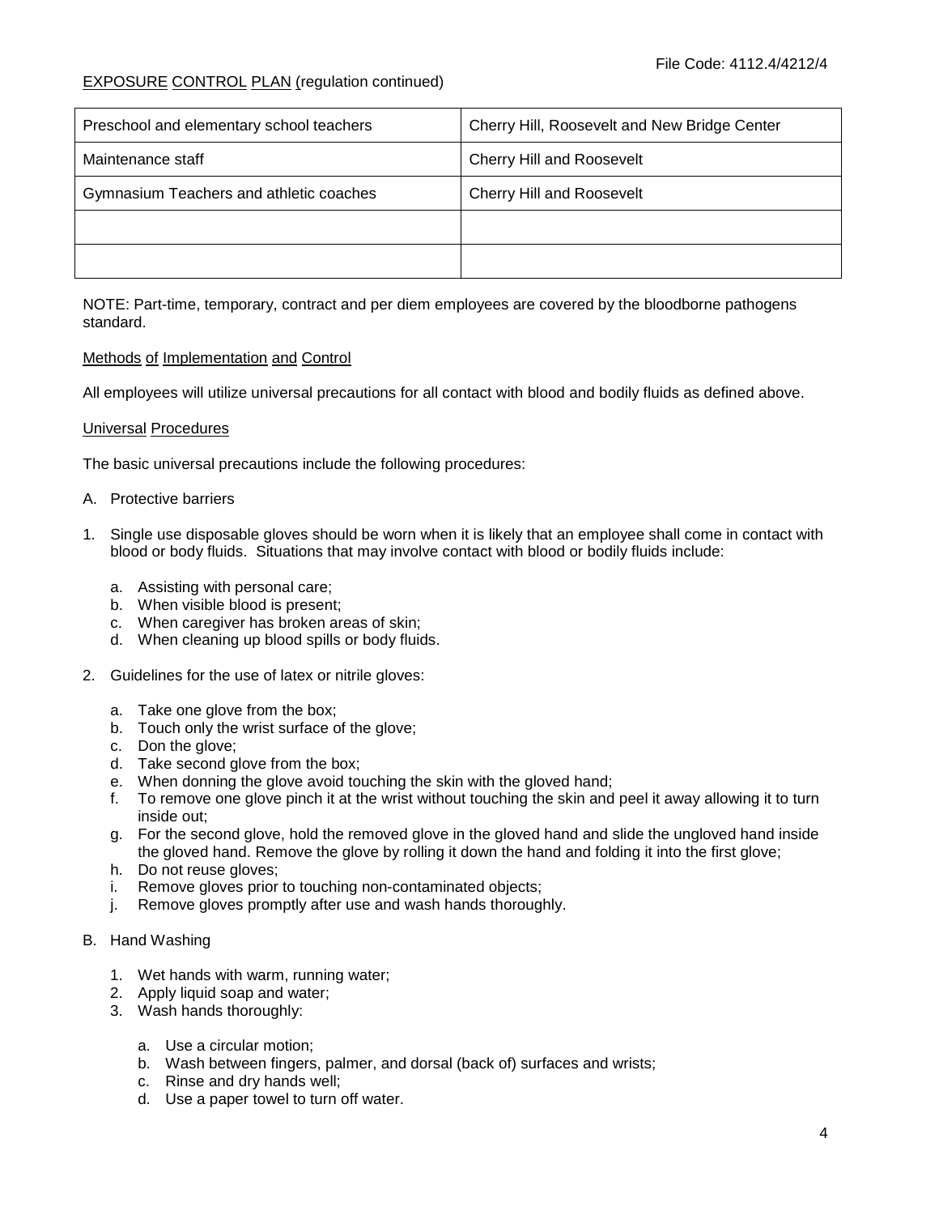EXPOSURE CONTROL PLAN (regulation continued)

| Preschool and elementary school teachers | Cherry Hill, Roosevelt and New Bridge Center |
|---|---|
| Maintenance staff | Cherry Hill and Roosevelt |
| Gymnasium Teachers and athletic coaches | Cherry Hill and Roosevelt |
| | |
| | |

NOTE: Part-time, temporary, contract and per diem employees are covered by the bloodborne pathogens standard.

Methods of Implementation and Control

All employees will utilize universal precautions for all contact with blood and bodily fluids as defined above.

Universal Procedures

The basic universal precautions include the following procedures:

A. Protective barriers

1. Single use disposable gloves should be worn when it is likely that an employee shall come in contact with blood or body fluids. Situations that may involve contact with blood or bodily fluids include:

    a. Assisting with personal care;
    b. When visible blood is present;
    c. When caregiver has broken areas of skin;
    d. When cleaning up blood spills or body fluids.

2. Guidelines for the use of latex or nitrile gloves:

    a. Take one glove from the box;
    b. Touch only the wrist surface of the glove;
    c. Don the glove;
    d. Take second glove from the box;
    e. When donning the glove avoid touching the skin with the gloved hand;
    f. To remove one glove pinch it at the wrist without touching the skin and peel it away allowing it to turn inside out;
    g. For the second glove, hold the removed glove in the gloved hand and slide the ungloved hand inside the gloved hand. Remove the glove by rolling it down the hand and folding it into the first glove;
    h. Do not reuse gloves;
    i. Remove gloves prior to touching non-contaminated objects;
    j. Remove gloves promptly after use and wash hands thoroughly.

B. Hand Washing

1. Wet hands with warm, running water;
2. Apply liquid soap and water;
3. Wash hands thoroughly:

    a. Use a circular motion;
    b. Wash between fingers, palmer, and dorsal (back of) surfaces and wrists;
    c. Rinse and dry hands well;
    d. Use a paper towel to turn off water.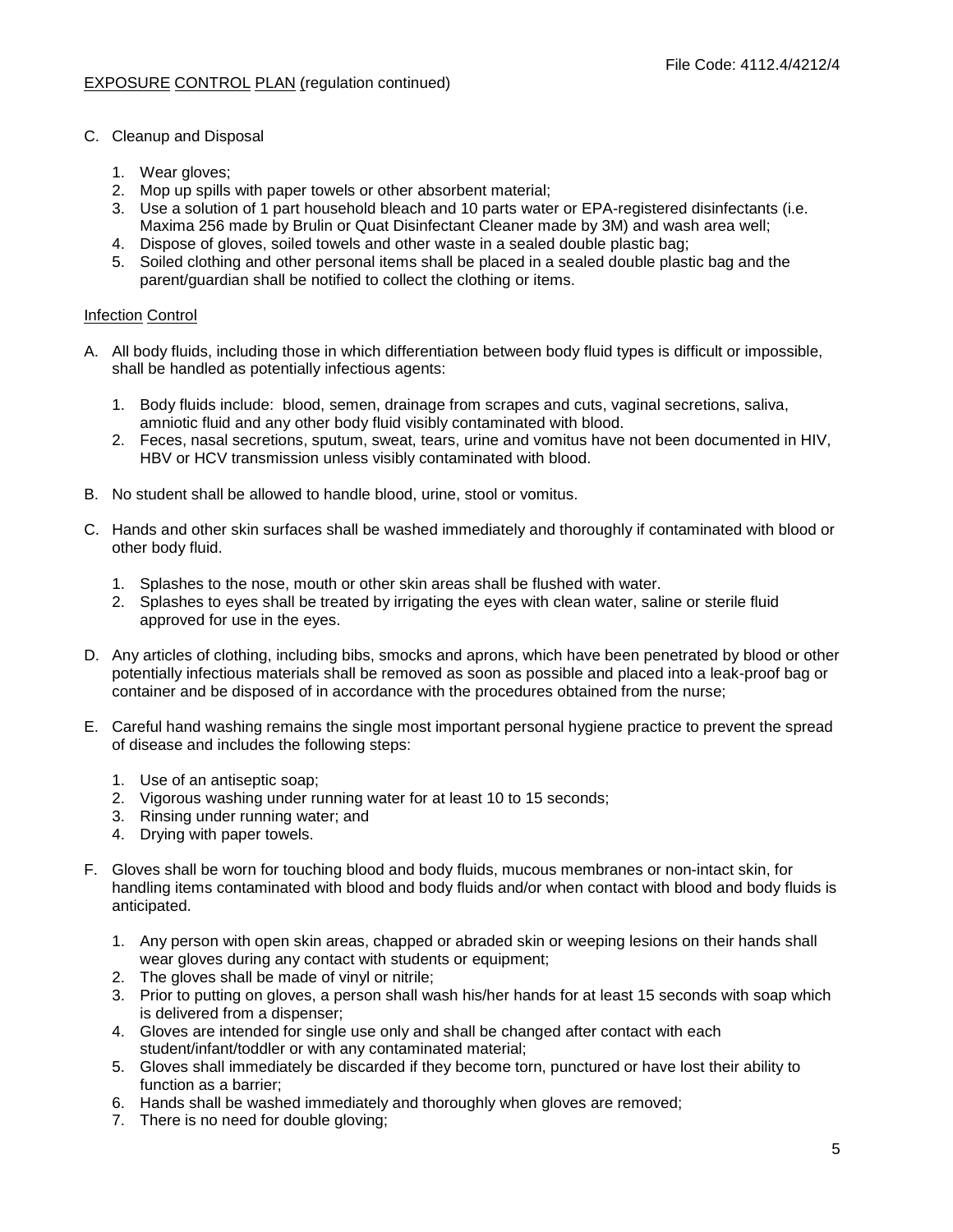EXPOSURE CONTROL PLAN (regulation continued)

C. Cleanup and Disposal

    1. Wear gloves;
    2. Mop up spills with paper towels or other absorbent material;
    3. Use a solution of 1 part household bleach and 10 parts water or EPA-registered disinfectants (i.e. Maxima 256 made by Brulin or Quat Disinfectant Cleaner made by 3M) and wash area well;
    4. Dispose of gloves, soiled towels and other waste in a sealed double plastic bag;
    5. Soiled clothing and other personal items shall be placed in a sealed double plastic bag and the parent/guardian shall be notified to collect the clothing or items.

## Infection Control

A. All body fluids, including those in which differentiation between body fluid types is difficult or impossible, shall be handled as potentially infectious agents:

    1. Body fluids include: blood, semen, drainage from scrapes and cuts, vaginal secretions, saliva, amniotic fluid and any other body fluid visibly contaminated with blood.
    2. Feces, nasal secretions, sputum, sweat, tears, urine and vomitus have not been documented in HIV, HBV or HCV transmission unless visibly contaminated with blood.

B. No student shall be allowed to handle blood, urine, stool or vomitus.

C. Hands and other skin surfaces shall be washed immediately and thoroughly if contaminated with blood or other body fluid.

    1. Splashes to the nose, mouth or other skin areas shall be flushed with water.
    2. Splashes to eyes shall be treated by irrigating the eyes with clean water, saline or sterile fluid approved for use in the eyes.

D. Any articles of clothing, including bibs, smocks and aprons, which have been penetrated by blood or other potentially infectious materials shall be removed as soon as possible and placed into a leak-proof bag or container and be disposed of in accordance with the procedures obtained from the nurse;

E. Careful hand washing remains the single most important personal hygiene practice to prevent the spread of disease and includes the following steps:

    1. Use of an antiseptic soap;
    2. Vigorous washing under running water for at least 10 to 15 seconds;
    3. Rinsing under running water; and
    4. Drying with paper towels.

F. Gloves shall be worn for touching blood and body fluids, mucous membranes or non-intact skin, for handling items contaminated with blood and body fluids and/or when contact with blood and body fluids is anticipated.

    1. Any person with open skin areas, chapped or abraded skin or weeping lesions on their hands shall wear gloves during any contact with students or equipment;
    2. The gloves shall be made of vinyl or nitrile;
    3. Prior to putting on gloves, a person shall wash his/her hands for at least 15 seconds with soap which is delivered from a dispenser;
    4. Gloves are intended for single use only and shall be changed after contact with each student/infant/toddler or with any contaminated material;
    5. Gloves shall immediately be discarded if they become torn, punctured or have lost their ability to function as a barrier;
    6. Hands shall be washed immediately and thoroughly when gloves are removed;
    7. There is no need for double gloving;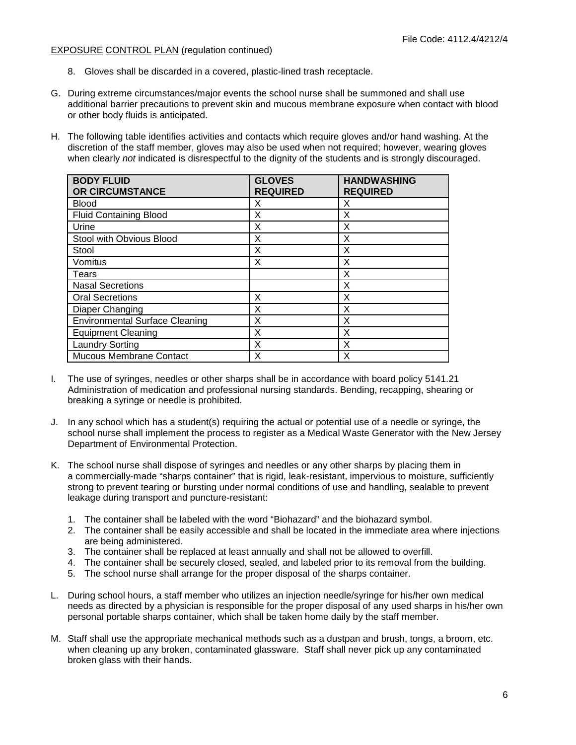EXPOSURE CONTROL PLAN (regulation continued)

8. Gloves shall be discarded in a covered, plastic-lined trash receptacle.

G. During extreme circumstances/major events the school nurse shall be summoned and shall use additional barrier precautions to prevent skin and mucous membrane exposure when contact with blood or other body fluids is anticipated.

H. The following table identifies activities and contacts which require gloves and/or hand washing. At the discretion of the staff member, gloves may also be used when not required; however, wearing gloves when clearly *not* indicated is disrespectful to the dignity of the students and is strongly discouraged.

| BODY FLUID OR CIRCUMSTANCE | GLOVES REQUIRED | HANDWASHING REQUIRED |
|---|---|---|
| Blood | X | X |
| Fluid Containing Blood | X | X |
| Urine | X | X |
| Stool with Obvious Blood | X | X |
| Stool | X | X |
| Vomitus | X | X |
| Tears | | X |
| Nasal Secretions | | X |
| Oral Secretions | X | X |
| Diaper Changing | X | X |
| Environmental Surface Cleaning | X | X |
| Equipment Cleaning | X | X |
| Laundry Sorting | X | X |
| Mucous Membrane Contact | X | X |

I. The use of syringes, needles or other sharps shall be in accordance with board policy 5141.21 Administration of medication and professional nursing standards. Bending, recapping, shearing or breaking a syringe or needle is prohibited.

J. In any school which has a student(s) requiring the actual or potential use of a needle or syringe, the school nurse shall implement the process to register as a Medical Waste Generator with the New Jersey Department of Environmental Protection.

K. The school nurse shall dispose of syringes and needles or any other sharps by placing them in a commercially-made "sharps container" that is rigid, leak-resistant, impervious to moisture, sufficiently strong to prevent tearing or bursting under normal conditions of use and handling, sealable to prevent leakage during transport and puncture-resistant:

1. The container shall be labeled with the word "Biohazard" and the biohazard symbol.
2. The container shall be easily accessible and shall be located in the immediate area where injections are being administered.
3. The container shall be replaced at least annually and shall not be allowed to overfill.
4. The container shall be securely closed, sealed, and labeled prior to its removal from the building.
5. The school nurse shall arrange for the proper disposal of the sharps container.

L. During school hours, a staff member who utilizes an injection needle/syringe for his/her own medical needs as directed by a physician is responsible for the proper disposal of any used sharps in his/her own personal portable sharps container, which shall be taken home daily by the staff member.

M. Staff shall use the appropriate mechanical methods such as a dustpan and brush, tongs, a broom, etc. when cleaning up any broken, contaminated glassware. Staff shall never pick up any contaminated broken glass with their hands.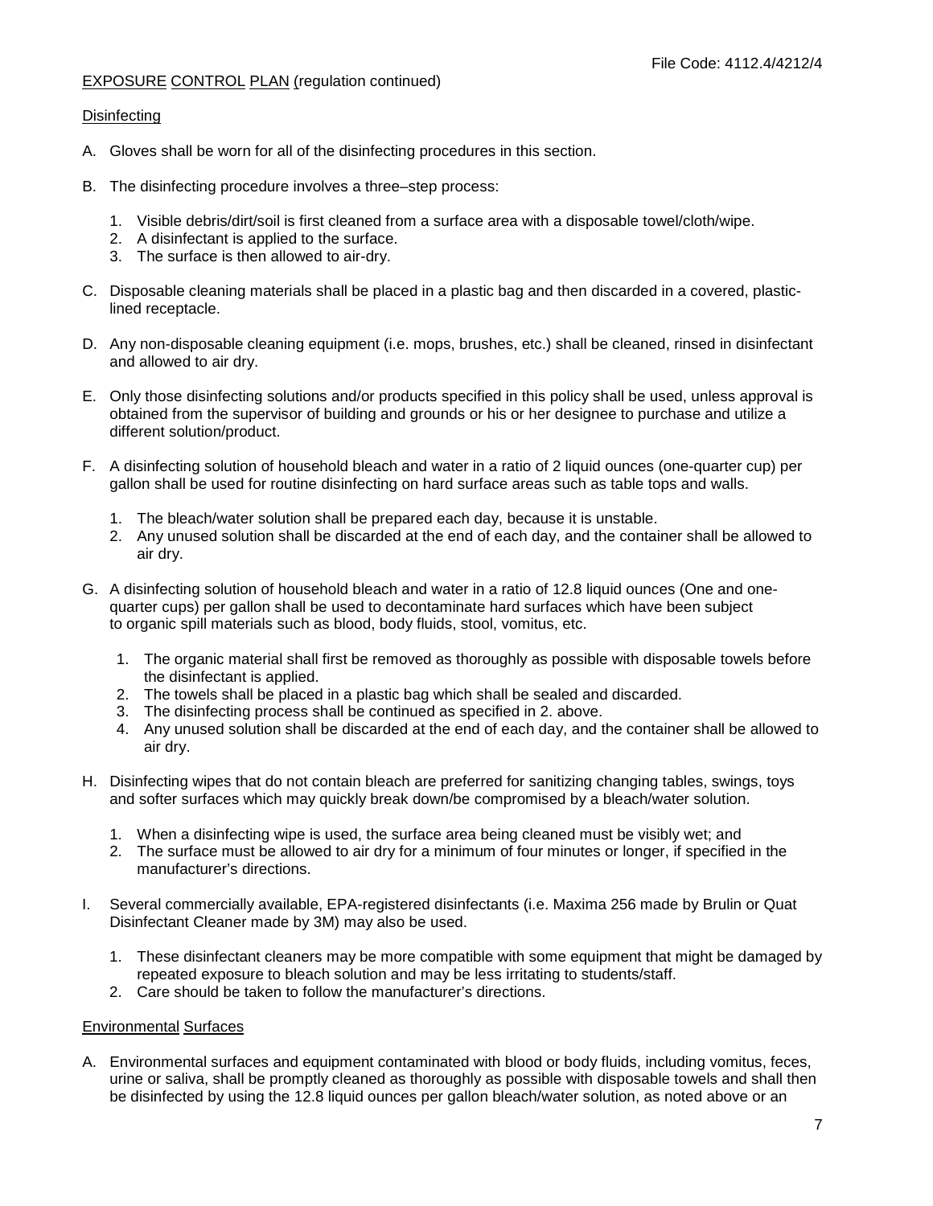EXPOSURE CONTROL PLAN (regulation continued)

Disinfecting

A. Gloves shall be worn for all of the disinfecting procedures in this section.

B. The disinfecting procedure involves a three–step process:

   1. Visible debris/dirt/soil is first cleaned from a surface area with a disposable towel/cloth/wipe.
   2. A disinfectant is applied to the surface.
   3. The surface is then allowed to air-dry.

C. Disposable cleaning materials shall be placed in a plastic bag and then discarded in a covered, plastic-lined receptacle.

D. Any non-disposable cleaning equipment (i.e. mops, brushes, etc.) shall be cleaned, rinsed in disinfectant and allowed to air dry.

E. Only those disinfecting solutions and/or products specified in this policy shall be used, unless approval is obtained from the supervisor of building and grounds or his or her designee to purchase and utilize a different solution/product.

F. A disinfecting solution of household bleach and water in a ratio of 2 liquid ounces (one-quarter cup) per gallon shall be used for routine disinfecting on hard surface areas such as table tops and walls.

   1. The bleach/water solution shall be prepared each day, because it is unstable.
   2. Any unused solution shall be discarded at the end of each day, and the container shall be allowed to air dry.

G. A disinfecting solution of household bleach and water in a ratio of 12.8 liquid ounces (One and one-quarter cups) per gallon shall be used to decontaminate hard surfaces which have been subject to organic spill materials such as blood, body fluids, stool, vomitus, etc.

   1. The organic material shall first be removed as thoroughly as possible with disposable towels before the disinfectant is applied.
   2. The towels shall be placed in a plastic bag which shall be sealed and discarded.
   3. The disinfecting process shall be continued as specified in 2. above.
   4. Any unused solution shall be discarded at the end of each day, and the container shall be allowed to air dry.

H. Disinfecting wipes that do not contain bleach are preferred for sanitizing changing tables, swings, toys and softer surfaces which may quickly break down/be compromised by a bleach/water solution.

   1. When a disinfecting wipe is used, the surface area being cleaned must be visibly wet; and
   2. The surface must be allowed to air dry for a minimum of four minutes or longer, if specified in the manufacturer's directions.

I. Several commercially available, EPA-registered disinfectants (i.e. Maxima 256 made by Brulin or Quat Disinfectant Cleaner made by 3M) may also be used.

   1. These disinfectant cleaners may be more compatible with some equipment that might be damaged by repeated exposure to bleach solution and may be less irritating to students/staff.
   2. Care should be taken to follow the manufacturer's directions.

Environmental Surfaces

A. Environmental surfaces and equipment contaminated with blood or body fluids, including vomitus, feces, urine or saliva, shall be promptly cleaned as thoroughly as possible with disposable towels and shall then be disinfected by using the 12.8 liquid ounces per gallon bleach/water solution, as noted above or an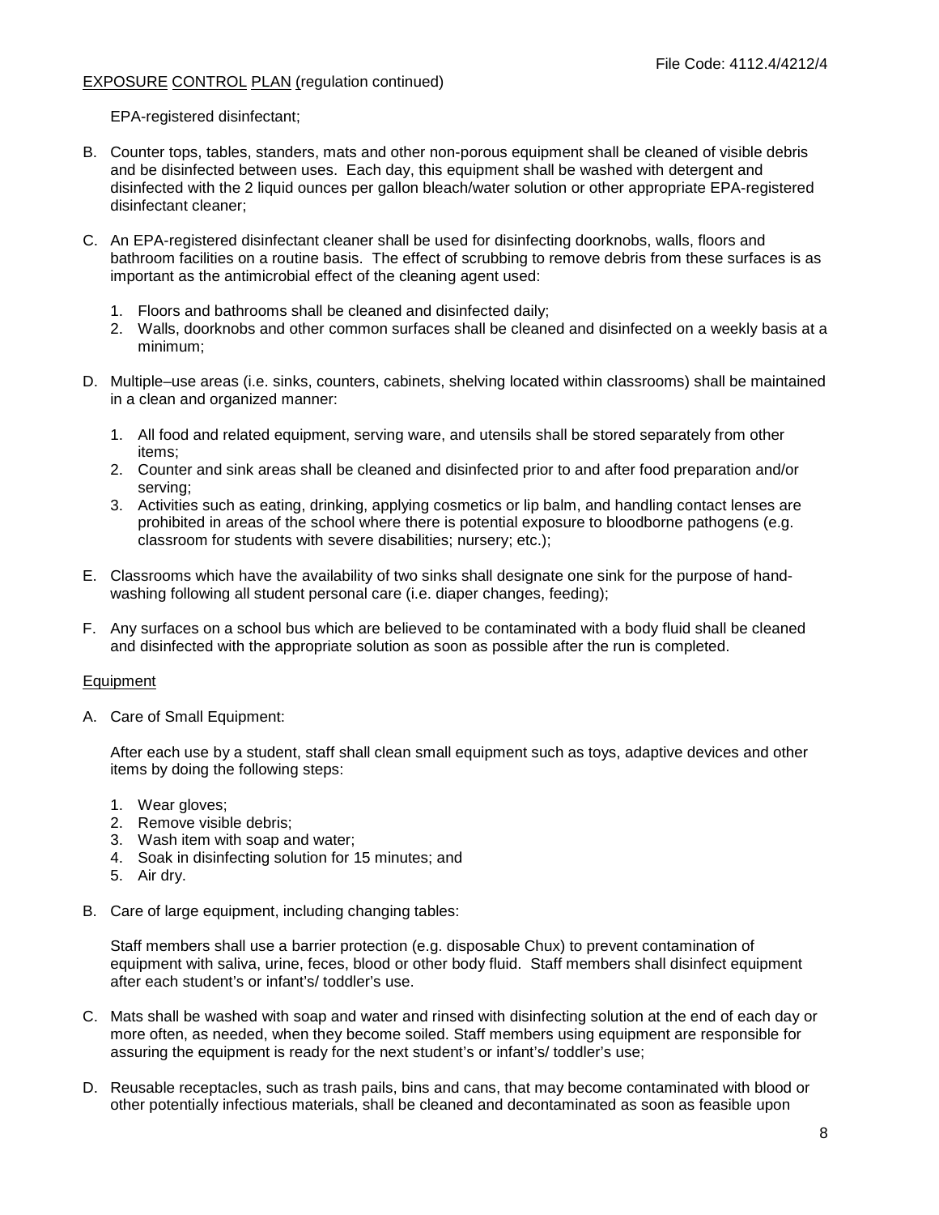EPA-registered disinfectant;

B. Counter tops, tables, standers, mats and other non-porous equipment shall be cleaned of visible debris and be disinfected between uses. Each day, this equipment shall be washed with detergent and disinfected with the 2 liquid ounces per gallon bleach/water solution or other appropriate EPA-registered disinfectant cleaner;

C. An EPA-registered disinfectant cleaner shall be used for disinfecting doorknobs, walls, floors and bathroom facilities on a routine basis. The effect of scrubbing to remove debris from these surfaces is as important as the antimicrobial effect of the cleaning agent used:

   1. Floors and bathrooms shall be cleaned and disinfected daily;
   2. Walls, doorknobs and other common surfaces shall be cleaned and disinfected on a weekly basis at a minimum;

D. Multiple–use areas (i.e. sinks, counters, cabinets, shelving located within classrooms) shall be maintained in a clean and organized manner:

   1. All food and related equipment, serving ware, and utensils shall be stored separately from other items;
   2. Counter and sink areas shall be cleaned and disinfected prior to and after food preparation and/or serving;
   3. Activities such as eating, drinking, applying cosmetics or lip balm, and handling contact lenses are prohibited in areas of the school where there is potential exposure to bloodborne pathogens (e.g. classroom for students with severe disabilities; nursery; etc.);

E. Classrooms which have the availability of two sinks shall designate one sink for the purpose of hand-washing following all student personal care (i.e. diaper changes, feeding);

F. Any surfaces on a school bus which are believed to be contaminated with a body fluid shall be cleaned and disinfected with the appropriate solution as soon as possible after the run is completed.

## Equipment

A. Care of Small Equipment:

   After each use by a student, staff shall clean small equipment such as toys, adaptive devices and other items by doing the following steps:

   1. Wear gloves;
   2. Remove visible debris;
   3. Wash item with soap and water;
   4. Soak in disinfecting solution for 15 minutes; and
   5. Air dry.

B. Care of large equipment, including changing tables:

   Staff members shall use a barrier protection (e.g. disposable Chux) to prevent contamination of equipment with saliva, urine, feces, blood or other body fluid. Staff members shall disinfect equipment after each student's or infant's/ toddler's use.

C. Mats shall be washed with soap and water and rinsed with disinfecting solution at the end of each day or more often, as needed, when they become soiled. Staff members using equipment are responsible for assuring the equipment is ready for the next student's or infant's/ toddler's use;

D. Reusable receptacles, such as trash pails, bins and cans, that may become contaminated with blood or other potentially infectious materials, shall be cleaned and decontaminated as soon as feasible upon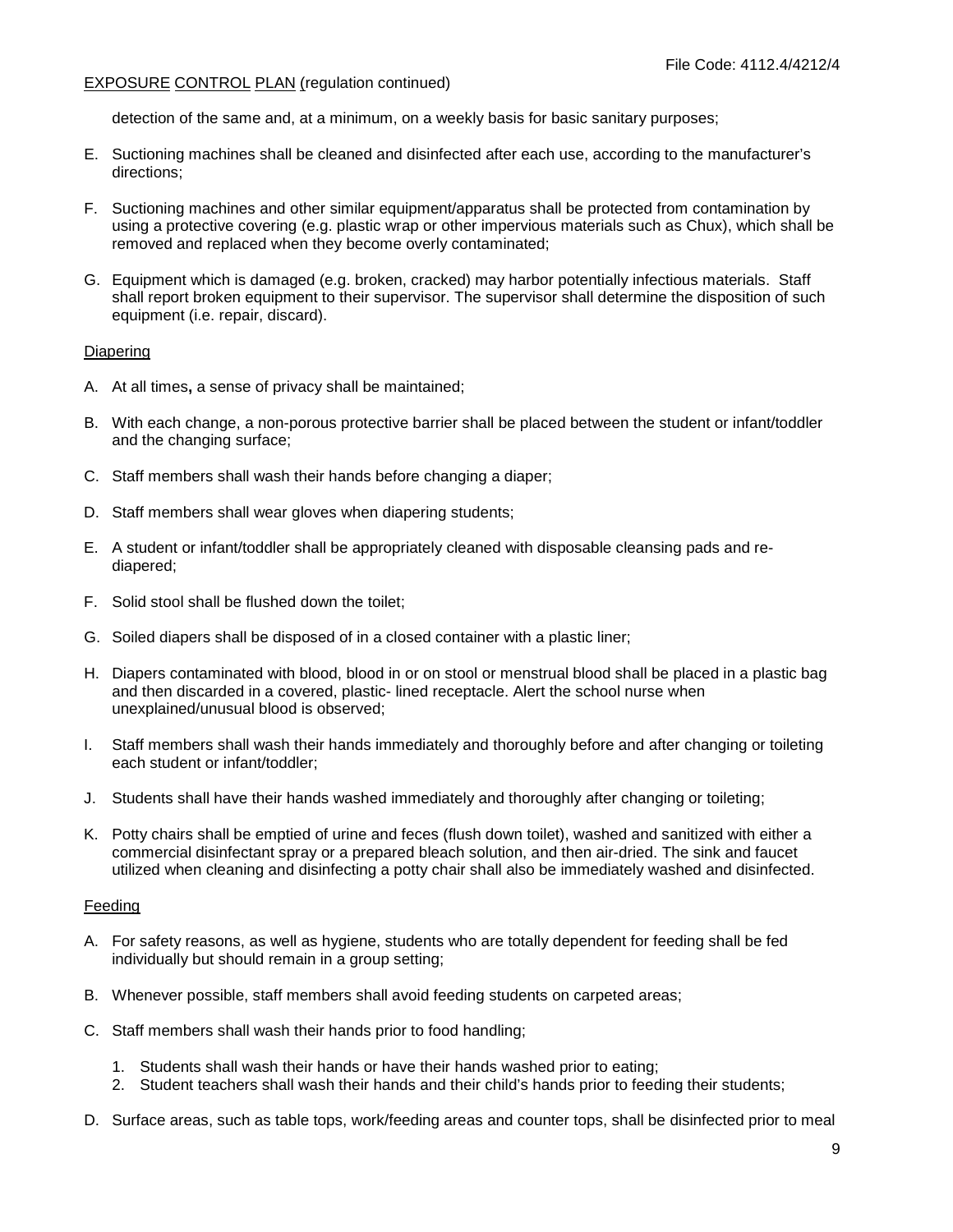detection of the same and, at a minimum, on a weekly basis for basic sanitary purposes;

E. Suctioning machines shall be cleaned and disinfected after each use, according to the manufacturer's directions;

F. Suctioning machines and other similar equipment/apparatus shall be protected from contamination by using a protective covering (e.g. plastic wrap or other impervious materials such as Chux), which shall be removed and replaced when they become overly contaminated;

G. Equipment which is damaged (e.g. broken, cracked) may harbor potentially infectious materials. Staff shall report broken equipment to their supervisor. The supervisor shall determine the disposition of such equipment (i.e. repair, discard).

Diapering

A. At all times**,** a sense of privacy shall be maintained;

B. With each change, a non-porous protective barrier shall be placed between the student or infant/toddler and the changing surface;

C. Staff members shall wash their hands before changing a diaper;

D. Staff members shall wear gloves when diapering students;

E. A student or infant/toddler shall be appropriately cleaned with disposable cleansing pads and re-diapered;

F. Solid stool shall be flushed down the toilet;

G. Soiled diapers shall be disposed of in a closed container with a plastic liner;

H. Diapers contaminated with blood, blood in or on stool or menstrual blood shall be placed in a plastic bag and then discarded in a covered, plastic- lined receptacle. Alert the school nurse when unexplained/unusual blood is observed;

I. Staff members shall wash their hands immediately and thoroughly before and after changing or toileting each student or infant/toddler;

J. Students shall have their hands washed immediately and thoroughly after changing or toileting;

K. Potty chairs shall be emptied of urine and feces (flush down toilet), washed and sanitized with either a commercial disinfectant spray or a prepared bleach solution, and then air-dried. The sink and faucet utilized when cleaning and disinfecting a potty chair shall also be immediately washed and disinfected.

Feeding

A. For safety reasons, as well as hygiene, students who are totally dependent for feeding shall be fed individually but should remain in a group setting;

B. Whenever possible, staff members shall avoid feeding students on carpeted areas;

C. Staff members shall wash their hands prior to food handling;

   1. Students shall wash their hands or have their hands washed prior to eating;
   2. Student teachers shall wash their hands and their child's hands prior to feeding their students;

D. Surface areas, such as table tops, work/feeding areas and counter tops, shall be disinfected prior to meal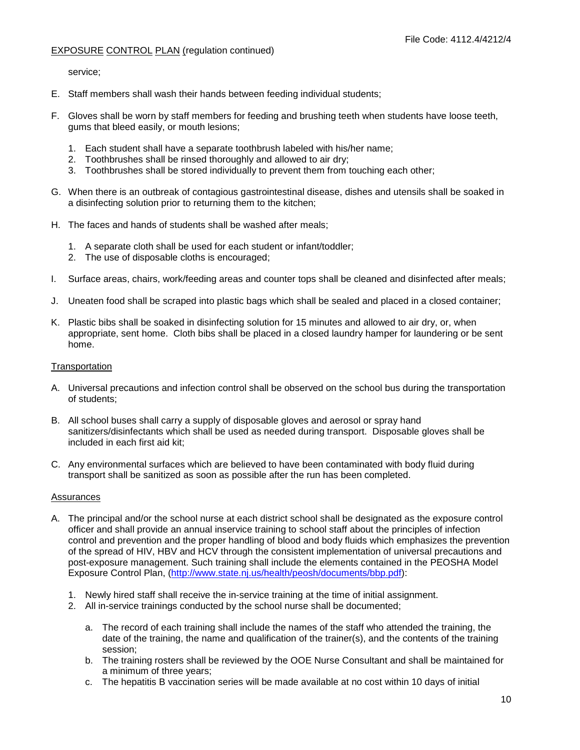service;

E. Staff members shall wash their hands between feeding individual students;

F. Gloves shall be worn by staff members for feeding and brushing teeth when students have loose teeth, gums that bleed easily, or mouth lesions;

   1. Each student shall have a separate toothbrush labeled with his/her name;
   2. Toothbrushes shall be rinsed thoroughly and allowed to air dry;
   3. Toothbrushes shall be stored individually to prevent them from touching each other;

G. When there is an outbreak of contagious gastrointestinal disease, dishes and utensils shall be soaked in a disinfecting solution prior to returning them to the kitchen;

H. The faces and hands of students shall be washed after meals;

   1. A separate cloth shall be used for each student or infant/toddler;
   2. The use of disposable cloths is encouraged;

I. Surface areas, chairs, work/feeding areas and counter tops shall be cleaned and disinfected after meals;

J. Uneaten food shall be scraped into plastic bags which shall be sealed and placed in a closed container;

K. Plastic bibs shall be soaked in disinfecting solution for 15 minutes and allowed to air dry, or, when appropriate, sent home. Cloth bibs shall be placed in a closed laundry hamper for laundering or be sent home.

## Transportation

A. Universal precautions and infection control shall be observed on the school bus during the transportation of students;

B. All school buses shall carry a supply of disposable gloves and aerosol or spray hand sanitizers/disinfectants which shall be used as needed during transport. Disposable gloves shall be included in each first aid kit;

C. Any environmental surfaces which are believed to have been contaminated with body fluid during transport shall be sanitized as soon as possible after the run has been completed.

## Assurances

A. The principal and/or the school nurse at each district school shall be designated as the exposure control officer and shall provide an annual inservice training to school staff about the principles of infection control and prevention and the proper handling of blood and body fluids which emphasizes the prevention of the spread of HIV, HBV and HCV through the consistent implementation of universal precautions and post-exposure management. Such training shall include the elements contained in the PEOSHA Model Exposure Control Plan, (http://www.state.nj.us/health/peosh/documents/bbp.pdf):

   1. Newly hired staff shall receive the in-service training at the time of initial assignment.
   2. All in-service trainings conducted by the school nurse shall be documented;

      a. The record of each training shall include the names of the staff who attended the training, the date of the training, the name and qualification of the trainer(s), and the contents of the training session;
      b. The training rosters shall be reviewed by the OOE Nurse Consultant and shall be maintained for a minimum of three years;
      c. The hepatitis B vaccination series will be made available at no cost within 10 days of initial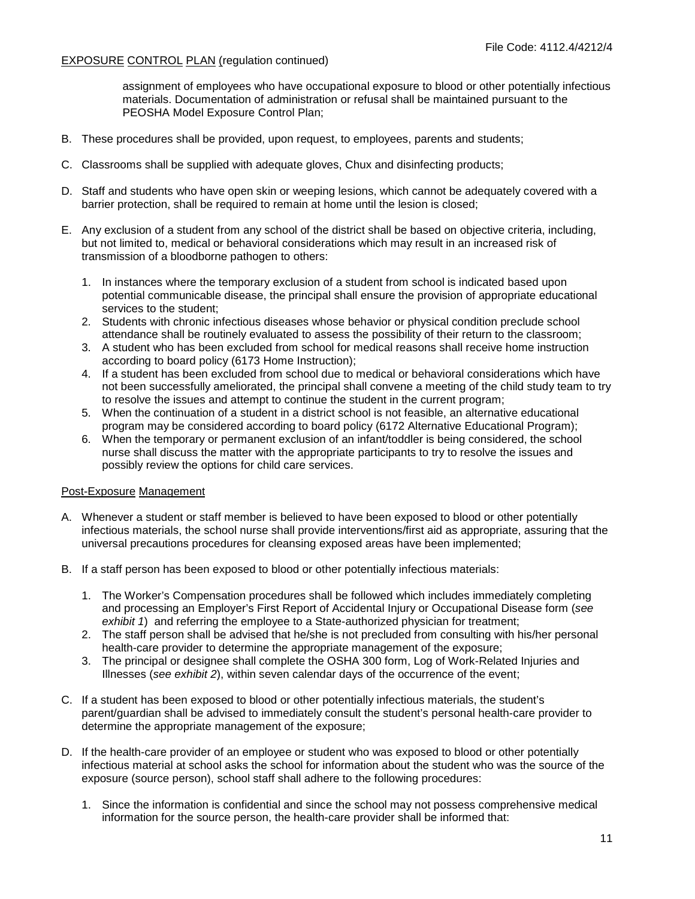assignment of employees who have occupational exposure to blood or other potentially infectious materials. Documentation of administration or refusal shall be maintained pursuant to the PEOSHA Model Exposure Control Plan;

B. These procedures shall be provided, upon request, to employees, parents and students;

C. Classrooms shall be supplied with adequate gloves, Chux and disinfecting products;

D. Staff and students who have open skin or weeping lesions, which cannot be adequately covered with a barrier protection, shall be required to remain at home until the lesion is closed;

E. Any exclusion of a student from any school of the district shall be based on objective criteria, including, but not limited to, medical or behavioral considerations which may result in an increased risk of transmission of a bloodborne pathogen to others:

   1. In instances where the temporary exclusion of a student from school is indicated based upon potential communicable disease, the principal shall ensure the provision of appropriate educational services to the student;
   2. Students with chronic infectious diseases whose behavior or physical condition preclude school attendance shall be routinely evaluated to assess the possibility of their return to the classroom;
   3. A student who has been excluded from school for medical reasons shall receive home instruction according to board policy (6173 Home Instruction);
   4. If a student has been excluded from school due to medical or behavioral considerations which have not been successfully ameliorated, the principal shall convene a meeting of the child study team to try to resolve the issues and attempt to continue the student in the current program;
   5. When the continuation of a student in a district school is not feasible, an alternative educational program may be considered according to board policy (6172 Alternative Educational Program);
   6. When the temporary or permanent exclusion of an infant/toddler is being considered, the school nurse shall discuss the matter with the appropriate participants to try to resolve the issues and possibly review the options for child care services.

<u>Post-Exposure Management</u>

A. Whenever a student or staff member is believed to have been exposed to blood or other potentially infectious materials, the school nurse shall provide interventions/first aid as appropriate, assuring that the universal precautions procedures for cleansing exposed areas have been implemented;

B. If a staff person has been exposed to blood or other potentially infectious materials:

   1. The Worker's Compensation procedures shall be followed which includes immediately completing and processing an Employer's First Report of Accidental Injury or Occupational Disease form (*see exhibit 1*) and referring the employee to a State-authorized physician for treatment;
   2. The staff person shall be advised that he/she is not precluded from consulting with his/her personal health-care provider to determine the appropriate management of the exposure;
   3. The principal or designee shall complete the OSHA 300 form, Log of Work-Related Injuries and Illnesses (*see exhibit 2*), within seven calendar days of the occurrence of the event;

C. If a student has been exposed to blood or other potentially infectious materials, the student's parent/guardian shall be advised to immediately consult the student's personal health-care provider to determine the appropriate management of the exposure;

D. If the health-care provider of an employee or student who was exposed to blood or other potentially infectious material at school asks the school for information about the student who was the source of the exposure (source person), school staff shall adhere to the following procedures:

   1. Since the information is confidential and since the school may not possess comprehensive medical information for the source person, the health-care provider shall be informed that: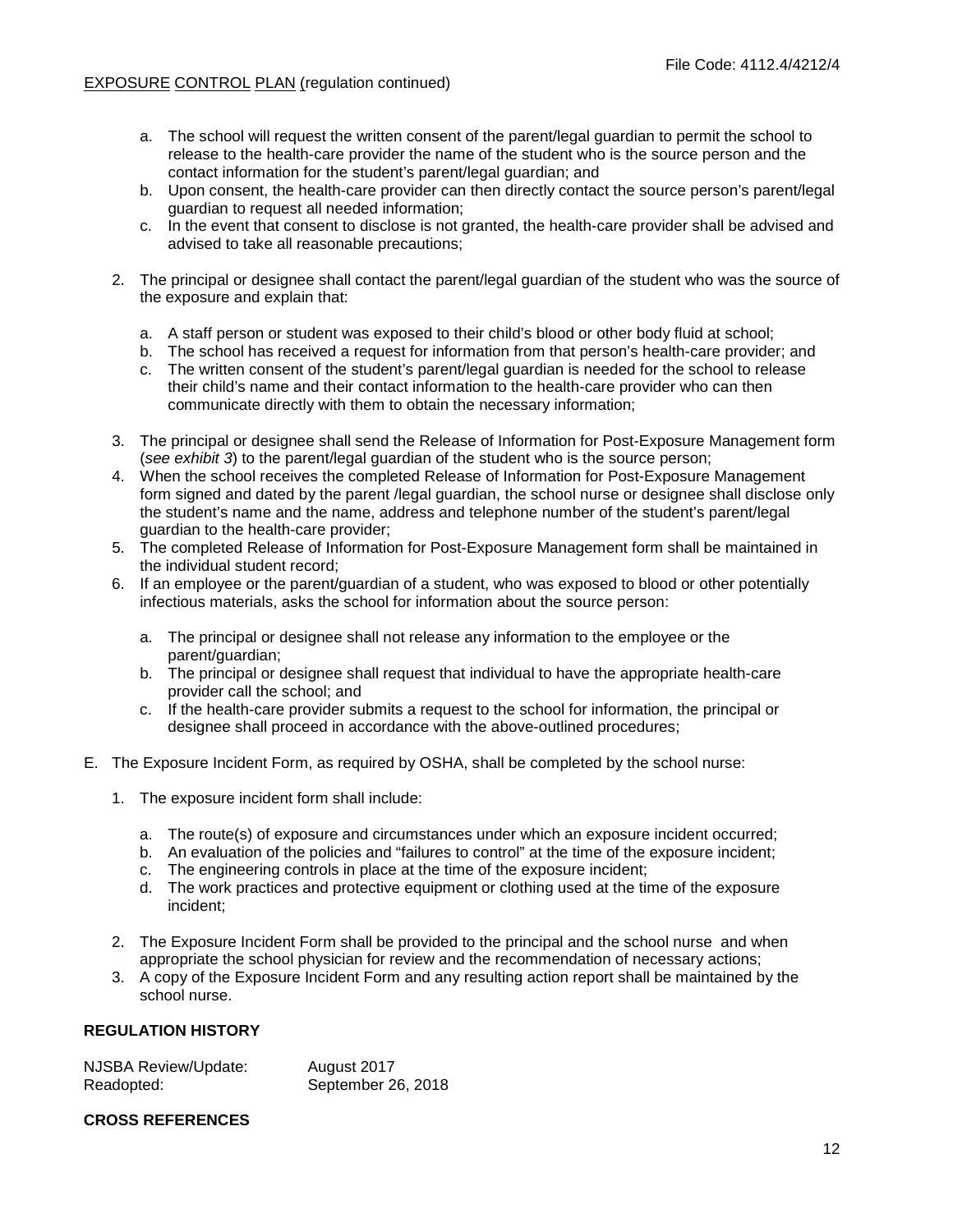a. The school will request the written consent of the parent/legal guardian to permit the school to release to the health-care provider the name of the student who is the source person and the contact information for the student's parent/legal guardian; and
b. Upon consent, the health-care provider can then directly contact the source person's parent/legal guardian to request all needed information;
c. In the event that consent to disclose is not granted, the health-care provider shall be advised and advised to take all reasonable precautions;

2. The principal or designee shall contact the parent/legal guardian of the student who was the source of the exposure and explain that:

    a. A staff person or student was exposed to their child's blood or other body fluid at school;
    b. The school has received a request for information from that person's health-care provider; and
    c. The written consent of the student's parent/legal guardian is needed for the school to release their child's name and their contact information to the health-care provider who can then communicate directly with them to obtain the necessary information;

3. The principal or designee shall send the Release of Information for Post-Exposure Management form (*see exhibit 3*) to the parent/legal guardian of the student who is the source person;
4. When the school receives the completed Release of Information for Post-Exposure Management form signed and dated by the parent /legal guardian, the school nurse or designee shall disclose only the student's name and the name, address and telephone number of the student's parent/legal guardian to the health-care provider;
5. The completed Release of Information for Post-Exposure Management form shall be maintained in the individual student record;
6. If an employee or the parent/guardian of a student, who was exposed to blood or other potentially infectious materials, asks the school for information about the source person:

    a. The principal or designee shall not release any information to the employee or the parent/guardian;
    b. The principal or designee shall request that individual to have the appropriate health-care provider call the school; and
    c. If the health-care provider submits a request to the school for information, the principal or designee shall proceed in accordance with the above-outlined procedures;

E. The Exposure Incident Form, as required by OSHA, shall be completed by the school nurse:

1. The exposure incident form shall include:

    a. The route(s) of exposure and circumstances under which an exposure incident occurred;
    b. An evaluation of the policies and "failures to control" at the time of the exposure incident;
    c. The engineering controls in place at the time of the exposure incident;
    d. The work practices and protective equipment or clothing used at the time of the exposure incident;

2. The Exposure Incident Form shall be provided to the principal and the school nurse and when appropriate the school physician for review and the recommendation of necessary actions;
3. A copy of the Exposure Incident Form and any resulting action report shall be maintained by the school nurse.

**REGULATION HISTORY**

| | |
|---|---|
| NJSBA Review/Update: | August 2017 |
| Readopted: | September 26, 2018 |

**CROSS REFERENCES**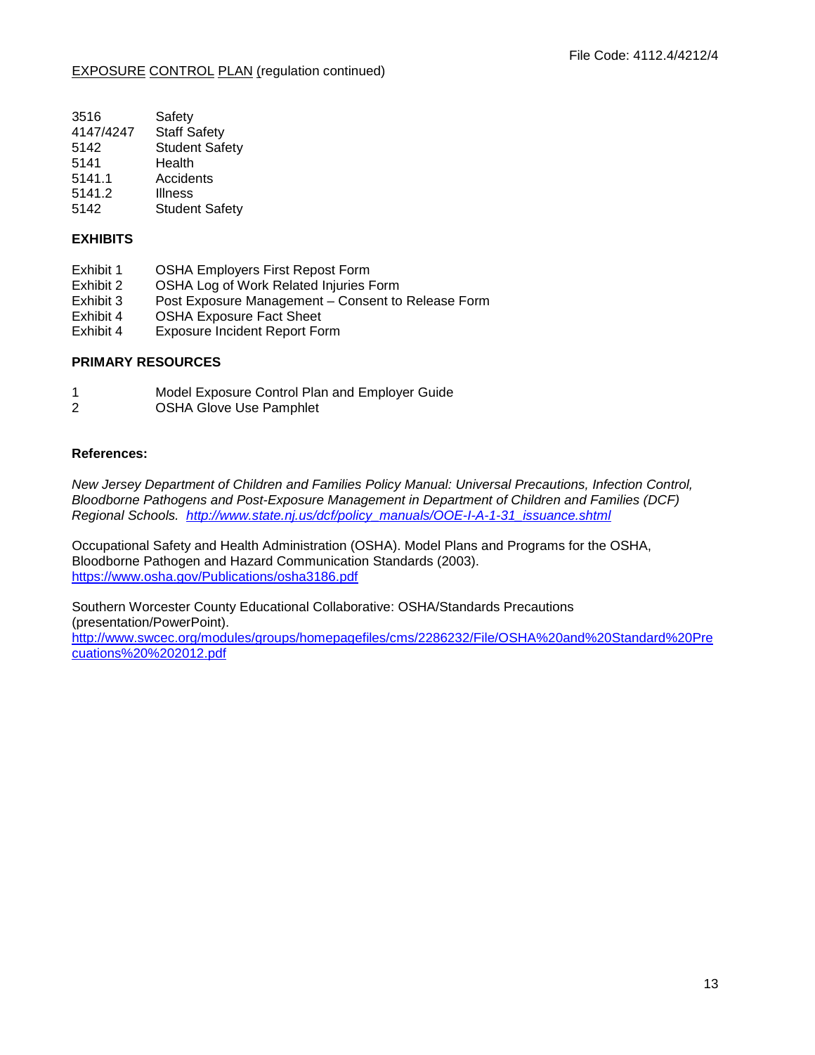EXPOSURE CONTROL PLAN (regulation continued)

| | |
|---|---|
| 3516 | Safety |
| 4147/4247 | Staff Safety |
| 5142 | Student Safety |
| 5141 | Health |
| 5141.1 | Accidents |
| 5141.2 | Illness |
| 5142 | Student Safety |

**EXHIBITS**

| | |
|---|---|
| Exhibit 1 | OSHA Employers First Repost Form |
| Exhibit 2 | OSHA Log of Work Related Injuries Form |
| Exhibit 3 | Post Exposure Management – Consent to Release Form |
| Exhibit 4 | OSHA Exposure Fact Sheet |
| Exhibit 4 | Exposure Incident Report Form |

**PRIMARY RESOURCES**

| | |
|---|---|
| 1 | Model Exposure Control Plan and Employer Guide |
| 2 | OSHA Glove Use Pamphlet |

**References:**

*New Jersey Department of Children and Families Policy Manual: Universal Precautions, Infection Control, Bloodborne Pathogens and Post-Exposure Management in Department of Children and Families (DCF) Regional Schools.* *http://www.state.nj.us/dcf/policy_manuals/OOE-I-A-1-31_issuance.shtml*

Occupational Safety and Health Administration (OSHA). Model Plans and Programs for the OSHA, Bloodborne Pathogen and Hazard Communication Standards (2003). https://www.osha.gov/Publications/osha3186.pdf

Southern Worcester County Educational Collaborative: OSHA/Standards Precautions (presentation/PowerPoint). http://www.swcec.org/modules/groups/homepagefiles/cms/2286232/File/OSHA%20and%20Standard%20Precuations%20%202012.pdf